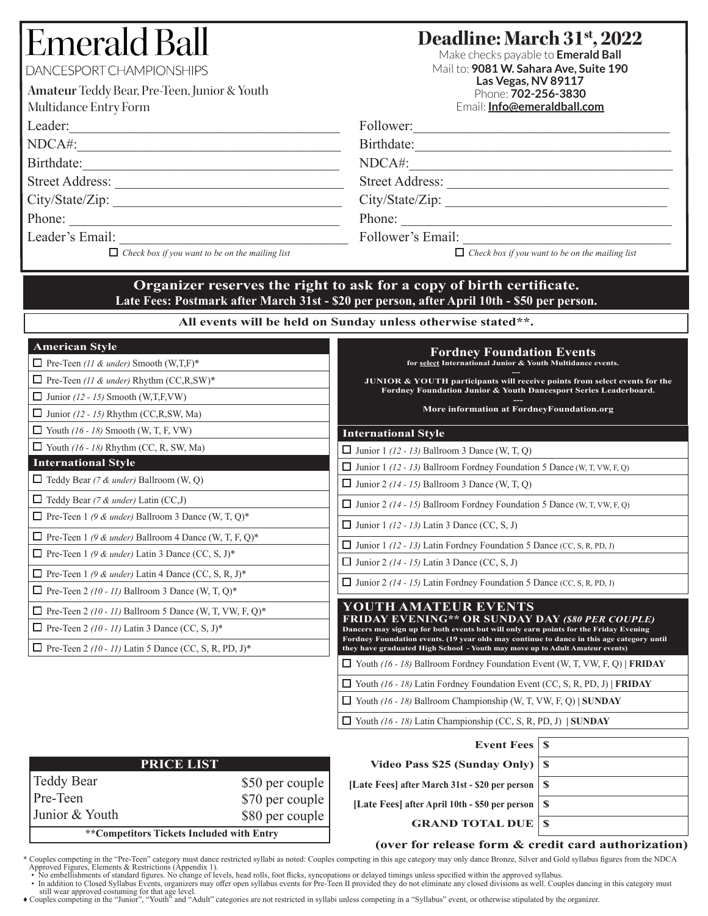# Emerald Ball

DANCESPORT CHAMPIONSHIPS

**Amateur** Teddy Bear, Pre-Teen, Junior & Youth
Multidance Entry Form

## Deadline: March 31st, 2022

Make checks payable to **Emerald Ball**
Mail to: **9081 W. Sahara Ave, Suite 190**
**Las Vegas, NV 89117**
Phone: **702-256-3830**
Email: **Info@emeraldball.com**

Leader:______________________________________
NDCA#:______________________________________
Birthdate:____________________________________
Street Address: _______________________________
City/State/Zip: _______________________________
Phone: ______________________________________
Leader's Email: _______________________________
☐ *Check box if you want to be on the mailing list*

Follower:____________________________________
Birthdate:____________________________________
NDCA#:______________________________________
Street Address: _______________________________
City/State/Zip: _______________________________
Phone: ______________________________________
Follower's Email: ______________________________
☐ *Check box if you want to be on the mailing list*

**Organizer reserves the right to ask for a copy of birth certificate.**
**Late Fees: Postmark after March 31st - $20 per person, after April 10th - $50 per person.**

**All events will be held on Sunday unless otherwise stated\*\*.**

### American Style

- ☐ Pre-Teen *(11 & under)* Smooth (W,T,F)*
- ☐ Pre-Teen *(11 & under)* Rhythm (CC,R,SW)*
- ☐ Junior *(12 - 15)* Smooth (W,T,F,VW)
- ☐ Junior *(12 - 15)* Rhythm (CC,R,SW, Ma)
- ☐ Youth *(16 - 18)* Smooth (W, T, F, VW)
- ☐ Youth *(16 - 18)* Rhythm (CC, R, SW, Ma)

### International Style

- ☐ Teddy Bear *(7 & under)* Ballroom (W, Q)
- ☐ Teddy Bear *(7 & under)* Latin (CC,J)
- ☐ Pre-Teen 1 *(9 & under)* Ballroom 3 Dance (W, T, Q)*
- ☐ Pre-Teen 1 *(9 & under)* Ballroom 4 Dance (W, T, F, Q)*
- ☐ Pre-Teen 1 *(9 & under)* Latin 3 Dance (CC, S, J)*
- ☐ Pre-Teen 1 *(9 & under)* Latin 4 Dance (CC, S, R, J)*
- ☐ Pre-Teen 2 *(10 - 11)* Ballroom 3 Dance (W, T, Q)*
- ☐ Pre-Teen 2 *(10 - 11)* Ballroom 5 Dance (W, T, VW, F, Q)*
- ☐ Pre-Teen 2 *(10 - 11)* Latin 3 Dance (CC, S, J)*
- ☐ Pre-Teen 2 *(10 - 11)* Latin 5 Dance (CC, S, R, PD, J)*

### Fordney Foundation Events

**for select International Junior & Youth Multidance events.**

---

**JUNIOR & YOUTH participants will receive points from select events for the Fordney Foundation Junior & Youth Dancesport Series Leaderboard.**

---

**More information at FordneyFoundation.org**

### International Style

- ☐ Junior 1 *(12 - 13)* Ballroom 3 Dance (W, T, Q)
- ☐ Junior 1 *(12 - 13)* Ballroom Fordney Foundation 5 Dance (W, T, VW, F, Q)
- ☐ Junior 2 *(14 - 15)* Ballroom 3 Dance (W, T, Q)
- ☐ Junior 2 *(14 - 15)* Ballroom Fordney Foundation 5 Dance (W, T, VW, F, Q)
- ☐ Junior 1 *(12 - 13)* Latin 3 Dance (CC, S, J)
- ☐ Junior 1 *(12 - 13)* Latin Fordney Foundation 5 Dance (CC, S, R, PD, J)
- ☐ Junior 2 *(14 - 15)* Latin 3 Dance (CC, S, J)
- ☐ Junior 2 *(14 - 15)* Latin Fordney Foundation 5 Dance (CC, S, R, PD, J)

### YOUTH AMATEUR EVENTS

**FRIDAY EVENING\*\* OR SUNDAY DAY *($80 PER COUPLE)***

**Dancers may sign up for both events but will only earn points for the Friday Evening Fordney Foundation events. (19 year olds may continue to dance in this age category until they have graduated High School - Youth may move up to Adult Amateur events)**

- ☐ Youth *(16 - 18)* Ballroom Fordney Foundation Event (W, T, VW, F, Q) | **FRIDAY**
- ☐ Youth *(16 - 18)* Latin Fordney Foundation Event (CC, S, R, PD, J) | **FRIDAY**
- ☐ Youth *(16 - 18)* Ballroom Championship (W, T, VW, F, Q) | **SUNDAY**
- ☐ Youth *(16 - 18)* Latin Championship (CC, S, R, PD, J) | **SUNDAY**

| PRICE LIST | |
|---|---|
| Teddy Bear | $50 per couple |
| Pre-Teen | $70 per couple |
| Junior & Youth | $80 per couple |
| **\*\*Competitors Tickets Included with Entry** | |

| | |
|---|---|
| **Event Fees** | $ |
| **Video Pass $25 (Sunday Only)** | $ |
| **[Late Fees] after March 31st - $20 per person** | $ |
| **[Late Fees] after April 10th - $50 per person** | $ |
| **GRAND TOTAL DUE** | $ |

**(over for release form & credit card authorization)**

\* Couples competing in the "Pre-Teen" category must dance restricted syllabi as noted: Couples competing in this age category may only dance Bronze, Silver and Gold syllabus figures from the NDCA Approved Figures, Elements & Restrictions (Appendix 1).

- No embellishments of standard figures. No change of levels, head rolls, foot flicks, syncopations or delayed timings unless specified within the approved syllabus.
- In addition to Closed Syllabus Events, organizers may offer open syllabus events for Pre-Teen II provided they do not eliminate any closed divisions as well. Couples dancing in this category must still wear approved costuming for that age level.

♦ Couples competing in the "Junior", "Youth" and "Adult" categories are not restricted in syllabi unless competing in a "Syllabus" event, or otherwise stipulated by the organizer.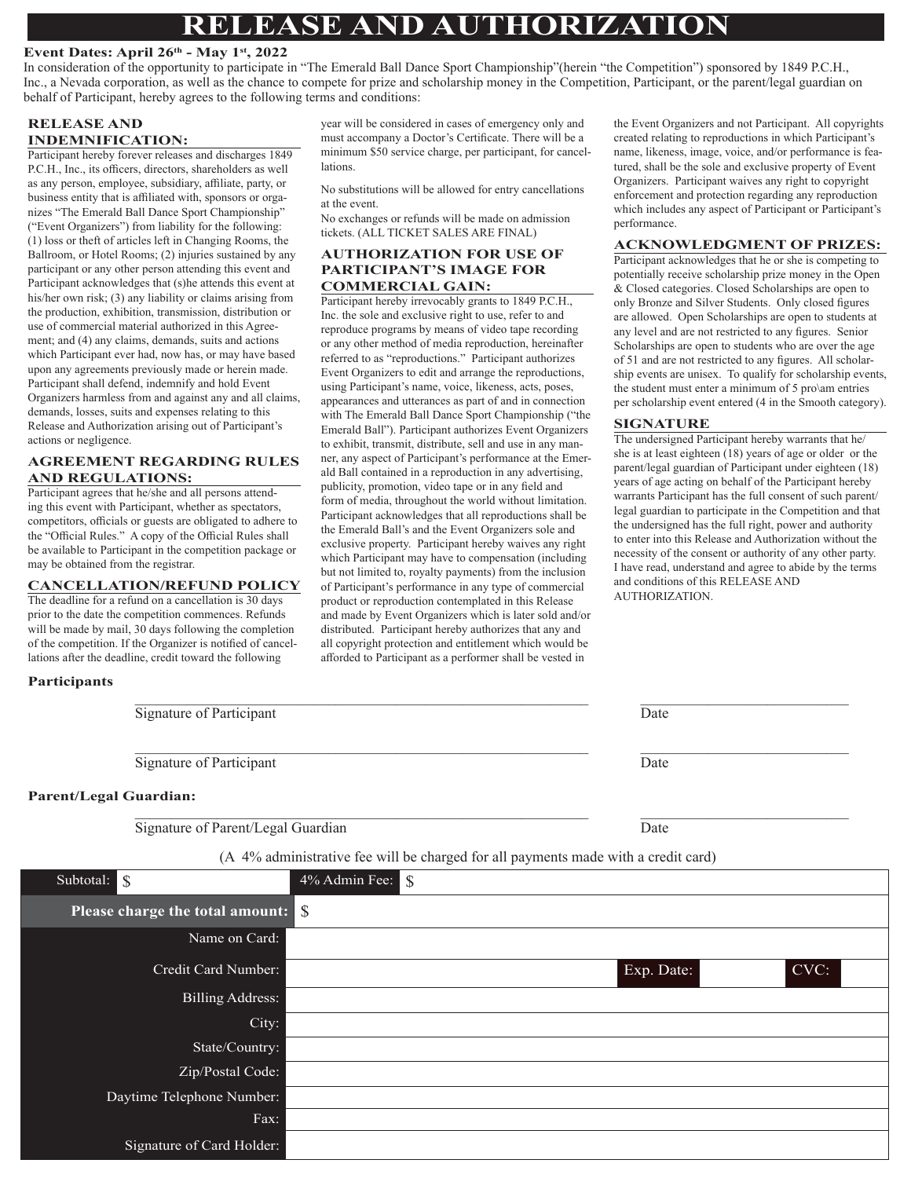# RELEASE AND AUTHORIZATION

**Event Dates: April 26th - May 1st, 2022**

In consideration of the opportunity to participate in "The Emerald Ball Dance Sport Championship"(herein "the Competition") sponsored by 1849 P.C.H., Inc., a Nevada corporation, as well as the chance to compete for prize and scholarship money in the Competition, Participant, or the parent/legal guardian on behalf of Participant, hereby agrees to the following terms and conditions:

## RELEASE AND INDEMNIFICATION:

Participant hereby forever releases and discharges 1849 P.C.H., Inc., its officers, directors, shareholders as well as any person, employee, subsidiary, affiliate, party, or business entity that is affiliated with, sponsors or organizes "The Emerald Ball Dance Sport Championship" ("Event Organizers") from liability for the following: (1) loss or theft of articles left in Changing Rooms, the Ballroom, or Hotel Rooms; (2) injuries sustained by any participant or any other person attending this event and Participant acknowledges that (s)he attends this event at his/her own risk; (3) any liability or claims arising from the production, exhibition, transmission, distribution or use of commercial material authorized in this Agreement; and (4) any claims, demands, suits and actions which Participant ever had, now has, or may have based upon any agreements previously made or herein made. Participant shall defend, indemnify and hold Event Organizers harmless from and against any and all claims, demands, losses, suits and expenses relating to this Release and Authorization arising out of Participant's actions or negligence.

## AGREEMENT REGARDING RULES AND REGULATIONS:

Participant agrees that he/she and all persons attending this event with Participant, whether as spectators, competitors, officials or guests are obligated to adhere to the "Official Rules." A copy of the Official Rules shall be available to Participant in the competition package or may be obtained from the registrar.

## CANCELLATION/REFUND POLICY

The deadline for a refund on a cancellation is 30 days prior to the date the competition commences. Refunds will be made by mail, 30 days following the completion of the competition. If the Organizer is notified of cancellations after the deadline, credit toward the following year will be considered in cases of emergency only and must accompany a Doctor's Certificate. There will be a minimum $50 service charge, per participant, for cancellations.

No substitutions will be allowed for entry cancellations at the event.

No exchanges or refunds will be made on admission tickets. (ALL TICKET SALES ARE FINAL)

## AUTHORIZATION FOR USE OF PARTICIPANT'S IMAGE FOR COMMERCIAL GAIN:

Participant hereby irrevocably grants to 1849 P.C.H., Inc. the sole and exclusive right to use, refer to and reproduce programs by means of video tape recording or any other method of media reproduction, hereinafter referred to as "reproductions." Participant authorizes Event Organizers to edit and arrange the reproductions, using Participant's name, voice, likeness, acts, poses, appearances and utterances as part of and in connection with The Emerald Ball Dance Sport Championship ("the Emerald Ball"). Participant authorizes Event Organizers to exhibit, transmit, distribute, sell and use in any manner, any aspect of Participant's performance at the Emerald Ball contained in a reproduction in any advertising, publicity, promotion, video tape or in any field and form of media, throughout the world without limitation. Participant acknowledges that all reproductions shall be the Emerald Ball's and the Event Organizers sole and exclusive property. Participant hereby waives any right which Participant may have to compensation (including but not limited to, royalty payments) from the inclusion of Participant's performance in any type of commercial product or reproduction contemplated in this Release and made by Event Organizers which is later sold and/or distributed. Participant hereby authorizes that any and all copyright protection and entitlement which would be afforded to Participant as a performer shall be vested in the Event Organizers and not Participant. All copyrights created relating to reproductions in which Participant's name, likeness, image, voice, and/or performance is featured, shall be the sole and exclusive property of Event Organizers. Participant waives any right to copyright enforcement and protection regarding any reproduction which includes any aspect of Participant or Participant's performance.

## ACKNOWLEDGMENT OF PRIZES:

Participant acknowledges that he or she is competing to potentially receive scholarship prize money in the Open & Closed categories. Closed Scholarships are open to only Bronze and Silver Students. Only closed figures are allowed. Open Scholarships are open to students at any level and are not restricted to any figures. Senior Scholarships are open to students who are over the age of 51 and are not restricted to any figures. All scholarship events are unisex. To qualify for scholarship events, the student must enter a minimum of 5 pro\am entries per scholarship event entered (4 in the Smooth category).

## SIGNATURE

The undersigned Participant hereby warrants that he/she is at least eighteen (18) years of age or older or the parent/legal guardian of Participant under eighteen (18) years of age acting on behalf of the Participant hereby warrants Participant has the full consent of such parent/legal guardian to participate in the Competition and that the undersigned has the full right, power and authority to enter into this Release and Authorization without the necessity of the consent or authority of any other party. I have read, understand and agree to abide by the terms and conditions of this RELEASE AND AUTHORIZATION.

**Participants**

______________________________ Signature of Participant ______________ Date

______________________________ Signature of Participant ______________ Date

**Parent/Legal Guardian:**

______________________________ Signature of Parent/Legal Guardian ______________ Date

(A 4% administrative fee will be charged for all payments made with a credit card)

| | | | |
|---|---|---|---|
| Subtotal: $ | 4% Admin Fee: $ | | |
| **Please charge the total amount:** | $ | | |
| Name on Card: | | | |
| Credit Card Number: | | Exp. Date: | CVC: |
| Billing Address: | | | |
| City: | | | |
| State/Country: | | | |
| Zip/Postal Code: | | | |
| Daytime Telephone Number: | | | |
| Fax: | | | |
| Signature of Card Holder: | | | |